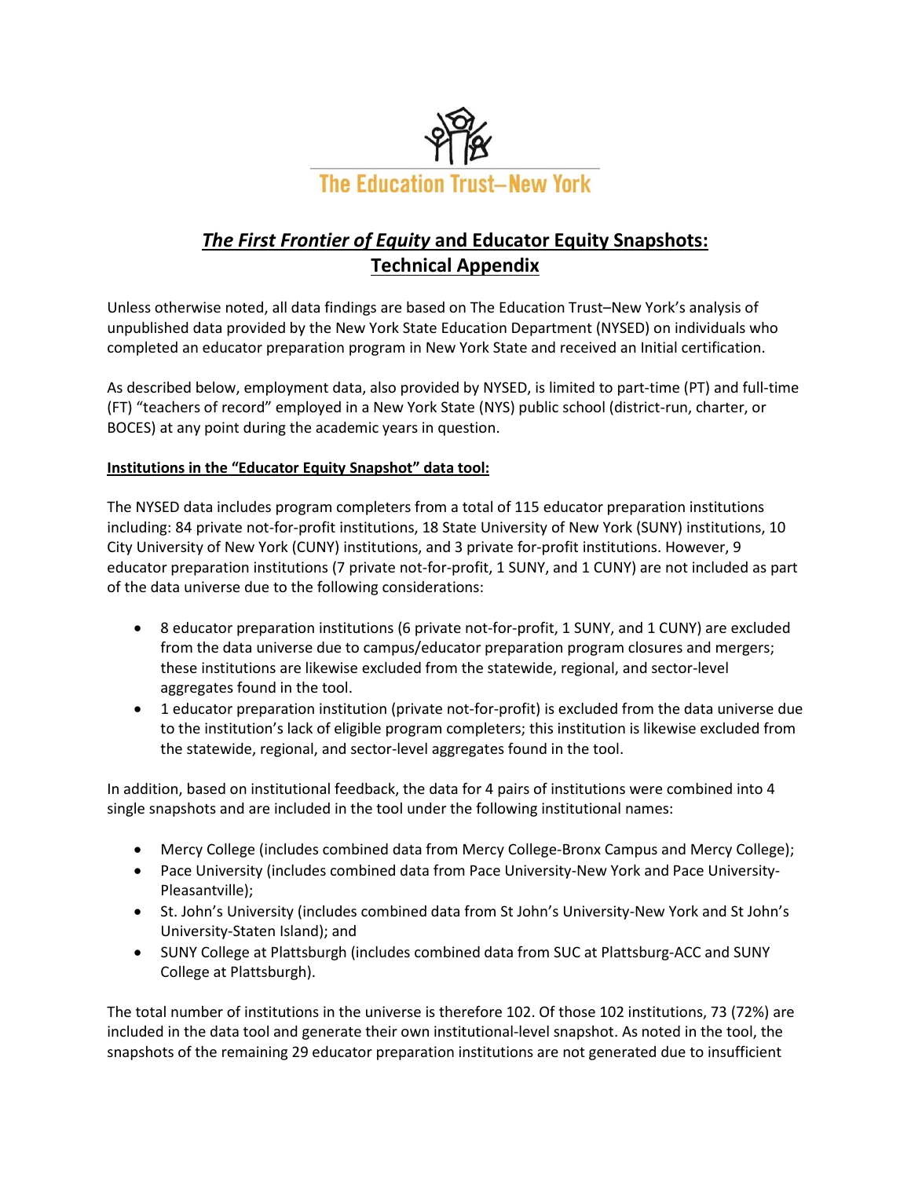The Education Trust–New York

# *The First Frontier of Equity* and Educator Equity Snapshots: Technical Appendix

Unless otherwise noted, all data findings are based on The Education Trust–New York's analysis of unpublished data provided by the New York State Education Department (NYSED) on individuals who completed an educator preparation program in New York State and received an Initial certification.

As described below, employment data, also provided by NYSED, is limited to part-time (PT) and full-time (FT) "teachers of record" employed in a New York State (NYS) public school (district-run, charter, or BOCES) at any point during the academic years in question.

## Institutions in the "Educator Equity Snapshot" data tool:

The NYSED data includes program completers from a total of 115 educator preparation institutions including: 84 private not-for-profit institutions, 18 State University of New York (SUNY) institutions, 10 City University of New York (CUNY) institutions, and 3 private for-profit institutions. However, 9 educator preparation institutions (7 private not-for-profit, 1 SUNY, and 1 CUNY) are not included as part of the data universe due to the following considerations:

- 8 educator preparation institutions (6 private not-for-profit, 1 SUNY, and 1 CUNY) are excluded from the data universe due to campus/educator preparation program closures and mergers; these institutions are likewise excluded from the statewide, regional, and sector-level aggregates found in the tool.
- 1 educator preparation institution (private not-for-profit) is excluded from the data universe due to the institution's lack of eligible program completers; this institution is likewise excluded from the statewide, regional, and sector-level aggregates found in the tool.

In addition, based on institutional feedback, the data for 4 pairs of institutions were combined into 4 single snapshots and are included in the tool under the following institutional names:

- Mercy College (includes combined data from Mercy College-Bronx Campus and Mercy College);
- Pace University (includes combined data from Pace University-New York and Pace University-Pleasantville);
- St. John's University (includes combined data from St John's University-New York and St John's University-Staten Island); and
- SUNY College at Plattsburgh (includes combined data from SUC at Plattsburg-ACC and SUNY College at Plattsburgh).

The total number of institutions in the universe is therefore 102. Of those 102 institutions, 73 (72%) are included in the data tool and generate their own institutional-level snapshot. As noted in the tool, the snapshots of the remaining 29 educator preparation institutions are not generated due to insufficient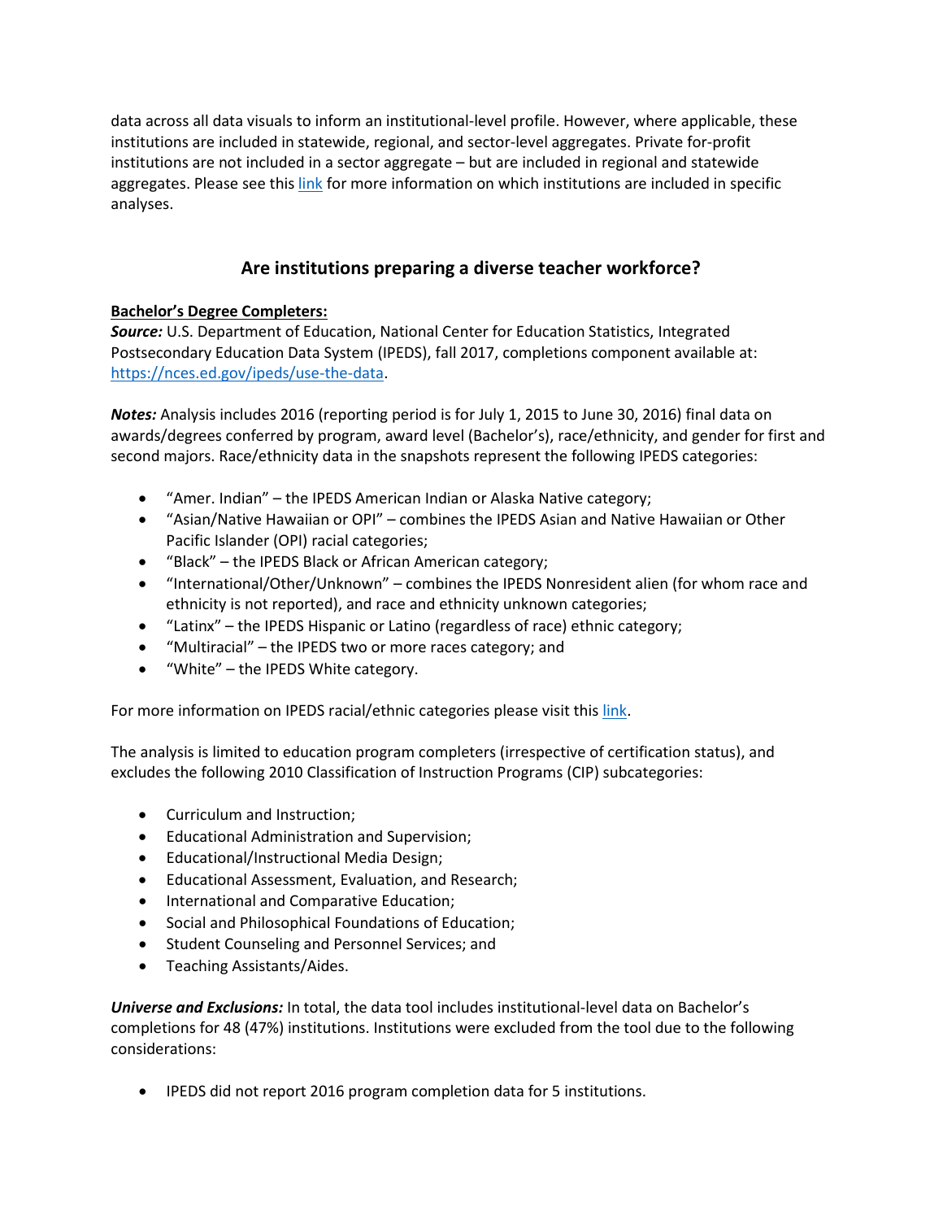data across all data visuals to inform an institutional-level profile. However, where applicable, these institutions are included in statewide, regional, and sector-level aggregates. Private for-profit institutions are not included in a sector aggregate – but are included in regional and statewide aggregates. Please see this link for more information on which institutions are included in specific analyses.

## Are institutions preparing a diverse teacher workforce?

**Bachelor's Degree Completers:**

***Source:*** U.S. Department of Education, National Center for Education Statistics, Integrated Postsecondary Education Data System (IPEDS), fall 2017, completions component available at: https://nces.ed.gov/ipeds/use-the-data.

***Notes:*** Analysis includes 2016 (reporting period is for July 1, 2015 to June 30, 2016) final data on awards/degrees conferred by program, award level (Bachelor's), race/ethnicity, and gender for first and second majors. Race/ethnicity data in the snapshots represent the following IPEDS categories:

- "Amer. Indian" – the IPEDS American Indian or Alaska Native category;
- "Asian/Native Hawaiian or OPI" – combines the IPEDS Asian and Native Hawaiian or Other Pacific Islander (OPI) racial categories;
- "Black" – the IPEDS Black or African American category;
- "International/Other/Unknown" – combines the IPEDS Nonresident alien (for whom race and ethnicity is not reported), and race and ethnicity unknown categories;
- "Latinx" – the IPEDS Hispanic or Latino (regardless of race) ethnic category;
- "Multiracial" – the IPEDS two or more races category; and
- "White" – the IPEDS White category.

For more information on IPEDS racial/ethnic categories please visit this link.

The analysis is limited to education program completers (irrespective of certification status), and excludes the following 2010 Classification of Instruction Programs (CIP) subcategories:

- Curriculum and Instruction;
- Educational Administration and Supervision;
- Educational/Instructional Media Design;
- Educational Assessment, Evaluation, and Research;
- International and Comparative Education;
- Social and Philosophical Foundations of Education;
- Student Counseling and Personnel Services; and
- Teaching Assistants/Aides.

***Universe and Exclusions:*** In total, the data tool includes institutional-level data on Bachelor's completions for 48 (47%) institutions. Institutions were excluded from the tool due to the following considerations:

- IPEDS did not report 2016 program completion data for 5 institutions.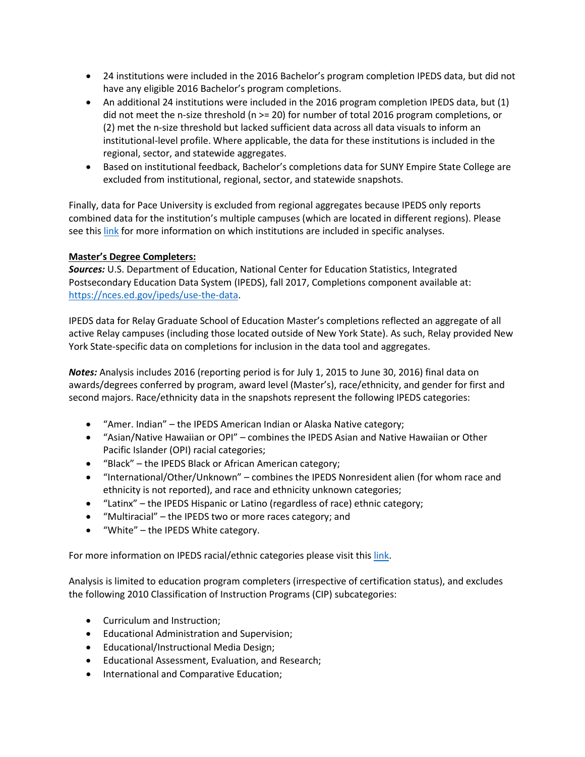- 24 institutions were included in the 2016 Bachelor's program completion IPEDS data, but did not have any eligible 2016 Bachelor's program completions.
- An additional 24 institutions were included in the 2016 program completion IPEDS data, but (1) did not meet the n-size threshold (n >= 20) for number of total 2016 program completions, or (2) met the n-size threshold but lacked sufficient data across all data visuals to inform an institutional-level profile. Where applicable, the data for these institutions is included in the regional, sector, and statewide aggregates.
- Based on institutional feedback, Bachelor's completions data for SUNY Empire State College are excluded from institutional, regional, sector, and statewide snapshots.

Finally, data for Pace University is excluded from regional aggregates because IPEDS only reports combined data for the institution's multiple campuses (which are located in different regions). Please see this [link](#) for more information on which institutions are included in specific analyses.

**Master's Degree Completers:**
***Sources:*** U.S. Department of Education, National Center for Education Statistics, Integrated Postsecondary Education Data System (IPEDS), fall 2017, Completions component available at: [https://nces.ed.gov/ipeds/use-the-data](https://nces.ed.gov/ipeds/use-the-data).

IPEDS data for Relay Graduate School of Education Master's completions reflected an aggregate of all active Relay campuses (including those located outside of New York State). As such, Relay provided New York State-specific data on completions for inclusion in the data tool and aggregates.

***Notes:*** Analysis includes 2016 (reporting period is for July 1, 2015 to June 30, 2016) final data on awards/degrees conferred by program, award level (Master's), race/ethnicity, and gender for first and second majors. Race/ethnicity data in the snapshots represent the following IPEDS categories:

- "Amer. Indian" – the IPEDS American Indian or Alaska Native category;
- "Asian/Native Hawaiian or OPI" – combines the IPEDS Asian and Native Hawaiian or Other Pacific Islander (OPI) racial categories;
- "Black" – the IPEDS Black or African American category;
- "International/Other/Unknown" – combines the IPEDS Nonresident alien (for whom race and ethnicity is not reported), and race and ethnicity unknown categories;
- "Latinx" – the IPEDS Hispanic or Latino (regardless of race) ethnic category;
- "Multiracial" – the IPEDS two or more races category; and
- "White" – the IPEDS White category.

For more information on IPEDS racial/ethnic categories please visit this [link](#).

Analysis is limited to education program completers (irrespective of certification status), and excludes the following 2010 Classification of Instruction Programs (CIP) subcategories:

- Curriculum and Instruction;
- Educational Administration and Supervision;
- Educational/Instructional Media Design;
- Educational Assessment, Evaluation, and Research;
- International and Comparative Education;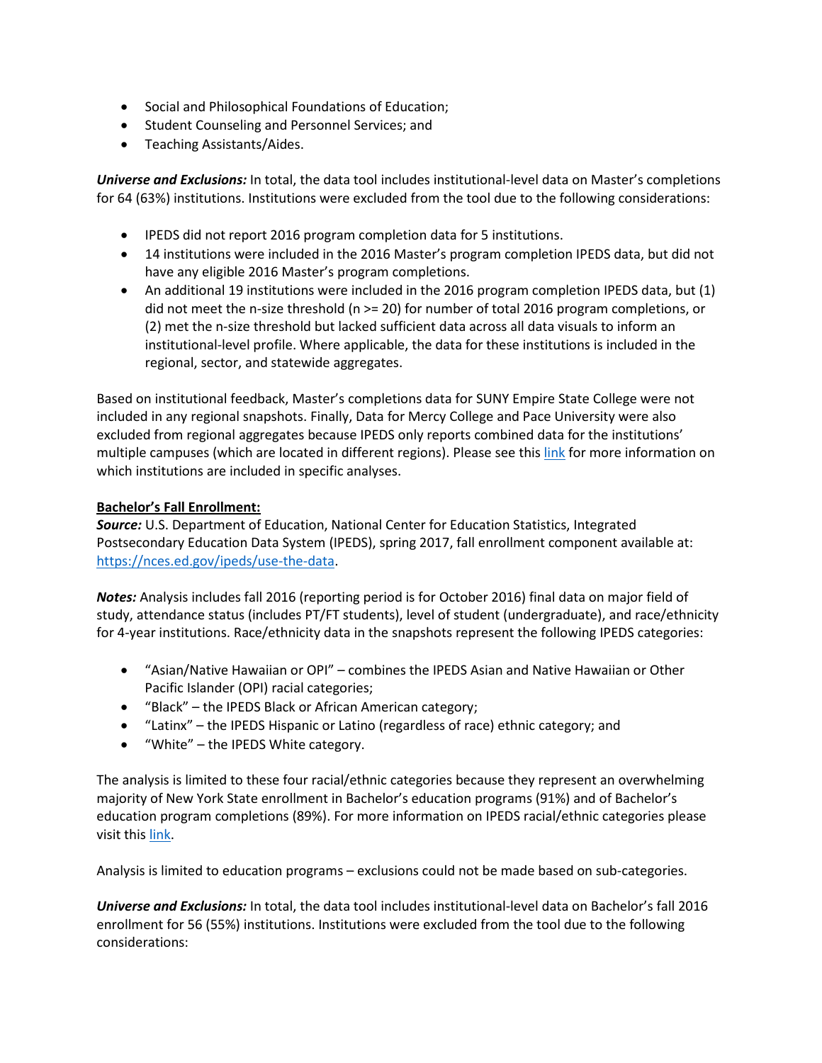- Social and Philosophical Foundations of Education;
- Student Counseling and Personnel Services; and
- Teaching Assistants/Aides.

***Universe and Exclusions:*** In total, the data tool includes institutional-level data on Master's completions for 64 (63%) institutions. Institutions were excluded from the tool due to the following considerations:

- IPEDS did not report 2016 program completion data for 5 institutions.
- 14 institutions were included in the 2016 Master's program completion IPEDS data, but did not have any eligible 2016 Master's program completions.
- An additional 19 institutions were included in the 2016 program completion IPEDS data, but (1) did not meet the n-size threshold (n >= 20) for number of total 2016 program completions, or (2) met the n-size threshold but lacked sufficient data across all data visuals to inform an institutional-level profile. Where applicable, the data for these institutions is included in the regional, sector, and statewide aggregates.

Based on institutional feedback, Master's completions data for SUNY Empire State College were not included in any regional snapshots. Finally, Data for Mercy College and Pace University were also excluded from regional aggregates because IPEDS only reports combined data for the institutions' multiple campuses (which are located in different regions). Please see this link for more information on which institutions are included in specific analyses.

**Bachelor's Fall Enrollment:**

***Source:*** U.S. Department of Education, National Center for Education Statistics, Integrated Postsecondary Education Data System (IPEDS), spring 2017, fall enrollment component available at: https://nces.ed.gov/ipeds/use-the-data.

***Notes:*** Analysis includes fall 2016 (reporting period is for October 2016) final data on major field of study, attendance status (includes PT/FT students), level of student (undergraduate), and race/ethnicity for 4-year institutions. Race/ethnicity data in the snapshots represent the following IPEDS categories:

- "Asian/Native Hawaiian or OPI" – combines the IPEDS Asian and Native Hawaiian or Other Pacific Islander (OPI) racial categories;
- "Black" – the IPEDS Black or African American category;
- "Latinx" – the IPEDS Hispanic or Latino (regardless of race) ethnic category; and
- "White" – the IPEDS White category.

The analysis is limited to these four racial/ethnic categories because they represent an overwhelming majority of New York State enrollment in Bachelor's education programs (91%) and of Bachelor's education program completions (89%). For more information on IPEDS racial/ethnic categories please visit this link.

Analysis is limited to education programs – exclusions could not be made based on sub-categories.

***Universe and Exclusions:*** In total, the data tool includes institutional-level data on Bachelor's fall 2016 enrollment for 56 (55%) institutions. Institutions were excluded from the tool due to the following considerations: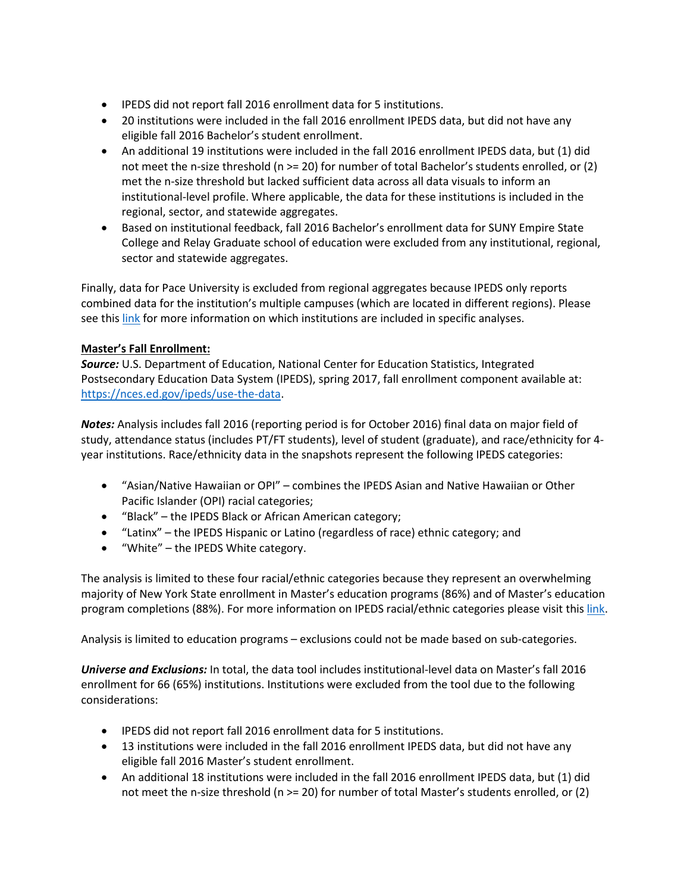- IPEDS did not report fall 2016 enrollment data for 5 institutions.
- 20 institutions were included in the fall 2016 enrollment IPEDS data, but did not have any eligible fall 2016 Bachelor's student enrollment.
- An additional 19 institutions were included in the fall 2016 enrollment IPEDS data, but (1) did not meet the n-size threshold (n >= 20) for number of total Bachelor's students enrolled, or (2) met the n-size threshold but lacked sufficient data across all data visuals to inform an institutional-level profile. Where applicable, the data for these institutions is included in the regional, sector, and statewide aggregates.
- Based on institutional feedback, fall 2016 Bachelor's enrollment data for SUNY Empire State College and Relay Graduate school of education were excluded from any institutional, regional, sector and statewide aggregates.

Finally, data for Pace University is excluded from regional aggregates because IPEDS only reports combined data for the institution's multiple campuses (which are located in different regions). Please see this link for more information on which institutions are included in specific analyses.

**Master's Fall Enrollment:**

***Source:*** U.S. Department of Education, National Center for Education Statistics, Integrated Postsecondary Education Data System (IPEDS), spring 2017, fall enrollment component available at: https://nces.ed.gov/ipeds/use-the-data.

***Notes:*** Analysis includes fall 2016 (reporting period is for October 2016) final data on major field of study, attendance status (includes PT/FT students), level of student (graduate), and race/ethnicity for 4-year institutions. Race/ethnicity data in the snapshots represent the following IPEDS categories:

- "Asian/Native Hawaiian or OPI" – combines the IPEDS Asian and Native Hawaiian or Other Pacific Islander (OPI) racial categories;
- "Black" – the IPEDS Black or African American category;
- "Latinx" – the IPEDS Hispanic or Latino (regardless of race) ethnic category; and
- "White" – the IPEDS White category.

The analysis is limited to these four racial/ethnic categories because they represent an overwhelming majority of New York State enrollment in Master's education programs (86%) and of Master's education program completions (88%). For more information on IPEDS racial/ethnic categories please visit this link.

Analysis is limited to education programs – exclusions could not be made based on sub-categories.

***Universe and Exclusions:*** In total, the data tool includes institutional-level data on Master's fall 2016 enrollment for 66 (65%) institutions. Institutions were excluded from the tool due to the following considerations:

- IPEDS did not report fall 2016 enrollment data for 5 institutions.
- 13 institutions were included in the fall 2016 enrollment IPEDS data, but did not have any eligible fall 2016 Master's student enrollment.
- An additional 18 institutions were included in the fall 2016 enrollment IPEDS data, but (1) did not meet the n-size threshold (n >= 20) for number of total Master's students enrolled, or (2)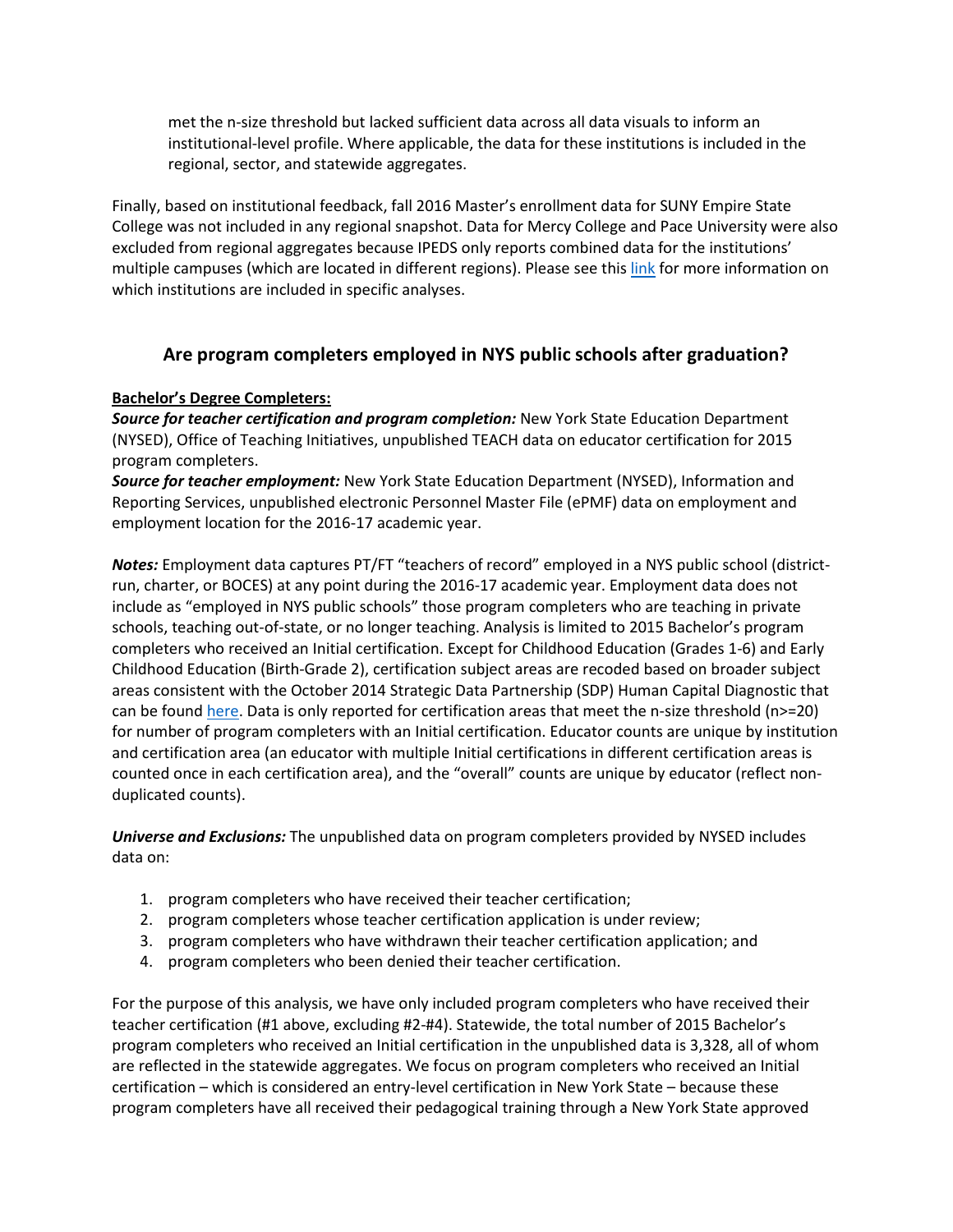met the n-size threshold but lacked sufficient data across all data visuals to inform an institutional-level profile. Where applicable, the data for these institutions is included in the regional, sector, and statewide aggregates.

Finally, based on institutional feedback, fall 2016 Master's enrollment data for SUNY Empire State College was not included in any regional snapshot. Data for Mercy College and Pace University were also excluded from regional aggregates because IPEDS only reports combined data for the institutions' multiple campuses (which are located in different regions). Please see this link for more information on which institutions are included in specific analyses.

## Are program completers employed in NYS public schools after graduation?

**Bachelor's Degree Completers:**

***Source for teacher certification and program completion:*** New York State Education Department (NYSED), Office of Teaching Initiatives, unpublished TEACH data on educator certification for 2015 program completers.

***Source for teacher employment:*** New York State Education Department (NYSED), Information and Reporting Services, unpublished electronic Personnel Master File (ePMF) data on employment and employment location for the 2016-17 academic year.

***Notes:*** Employment data captures PT/FT "teachers of record" employed in a NYS public school (district-run, charter, or BOCES) at any point during the 2016-17 academic year. Employment data does not include as "employed in NYS public schools" those program completers who are teaching in private schools, teaching out-of-state, or no longer teaching. Analysis is limited to 2015 Bachelor's program completers who received an Initial certification. Except for Childhood Education (Grades 1-6) and Early Childhood Education (Birth-Grade 2), certification subject areas are recoded based on broader subject areas consistent with the October 2014 Strategic Data Partnership (SDP) Human Capital Diagnostic that can be found here. Data is only reported for certification areas that meet the n-size threshold (n>=20) for number of program completers with an Initial certification. Educator counts are unique by institution and certification area (an educator with multiple Initial certifications in different certification areas is counted once in each certification area), and the "overall" counts are unique by educator (reflect non-duplicated counts).

***Universe and Exclusions:*** The unpublished data on program completers provided by NYSED includes data on:

1. program completers who have received their teacher certification;
2. program completers whose teacher certification application is under review;
3. program completers who have withdrawn their teacher certification application; and
4. program completers who been denied their teacher certification.

For the purpose of this analysis, we have only included program completers who have received their teacher certification (#1 above, excluding #2-#4). Statewide, the total number of 2015 Bachelor's program completers who received an Initial certification in the unpublished data is 3,328, all of whom are reflected in the statewide aggregates. We focus on program completers who received an Initial certification – which is considered an entry-level certification in New York State – because these program completers have all received their pedagogical training through a New York State approved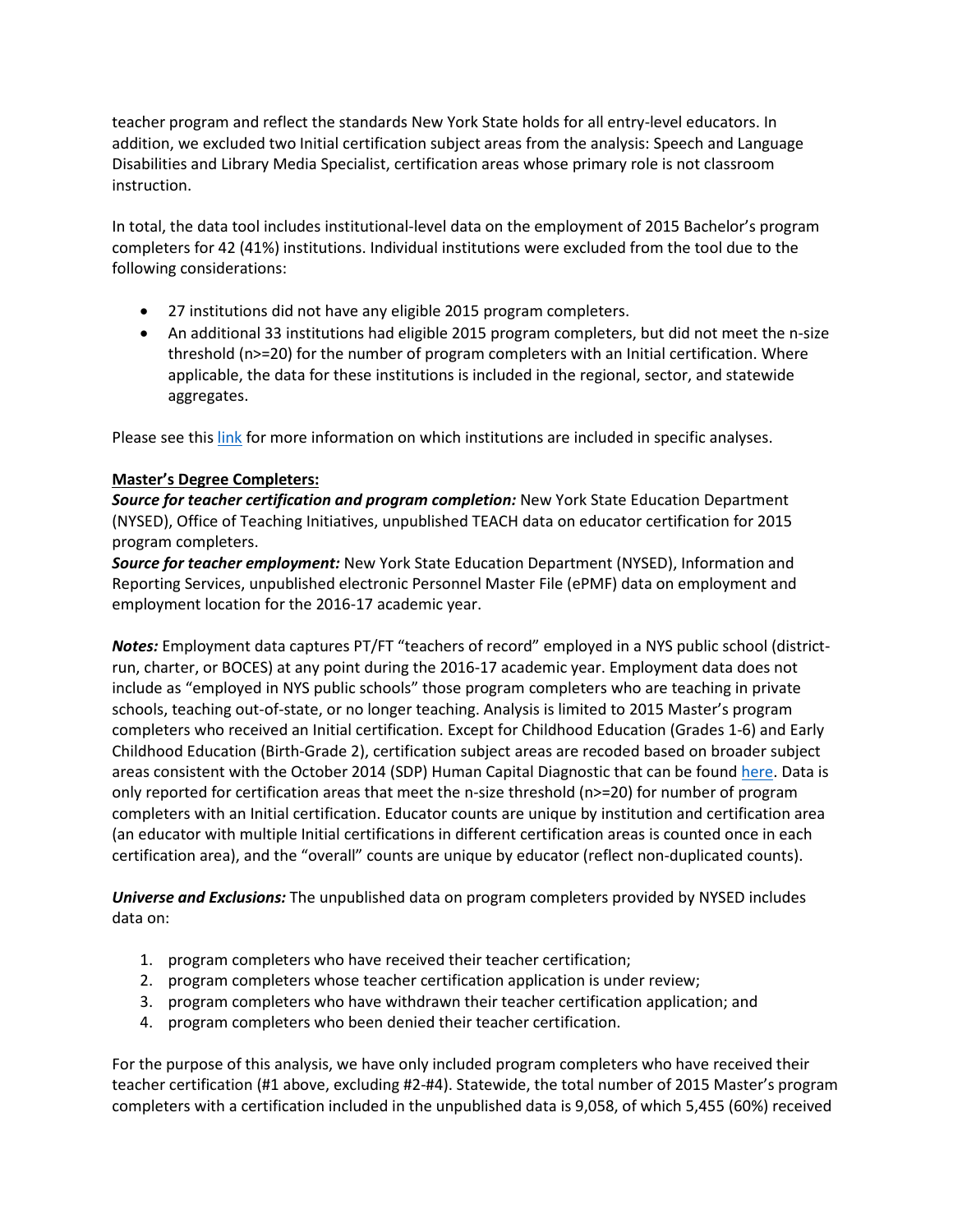teacher program and reflect the standards New York State holds for all entry-level educators. In addition, we excluded two Initial certification subject areas from the analysis: Speech and Language Disabilities and Library Media Specialist, certification areas whose primary role is not classroom instruction.

In total, the data tool includes institutional-level data on the employment of 2015 Bachelor's program completers for 42 (41%) institutions. Individual institutions were excluded from the tool due to the following considerations:

- 27 institutions did not have any eligible 2015 program completers.
- An additional 33 institutions had eligible 2015 program completers, but did not meet the n-size threshold (n>=20) for the number of program completers with an Initial certification. Where applicable, the data for these institutions is included in the regional, sector, and statewide aggregates.

Please see this link for more information on which institutions are included in specific analyses.

**Master's Degree Completers:**

***Source for teacher certification and program completion:*** New York State Education Department (NYSED), Office of Teaching Initiatives, unpublished TEACH data on educator certification for 2015 program completers.

***Source for teacher employment:*** New York State Education Department (NYSED), Information and Reporting Services, unpublished electronic Personnel Master File (ePMF) data on employment and employment location for the 2016-17 academic year.

***Notes:*** Employment data captures PT/FT "teachers of record" employed in a NYS public school (district-run, charter, or BOCES) at any point during the 2016-17 academic year. Employment data does not include as "employed in NYS public schools" those program completers who are teaching in private schools, teaching out-of-state, or no longer teaching. Analysis is limited to 2015 Master's program completers who received an Initial certification. Except for Childhood Education (Grades 1-6) and Early Childhood Education (Birth-Grade 2), certification subject areas are recoded based on broader subject areas consistent with the October 2014 (SDP) Human Capital Diagnostic that can be found here. Data is only reported for certification areas that meet the n-size threshold (n>=20) for number of program completers with an Initial certification. Educator counts are unique by institution and certification area (an educator with multiple Initial certifications in different certification areas is counted once in each certification area), and the "overall" counts are unique by educator (reflect non-duplicated counts).

***Universe and Exclusions:*** The unpublished data on program completers provided by NYSED includes data on:

1. program completers who have received their teacher certification;
2. program completers whose teacher certification application is under review;
3. program completers who have withdrawn their teacher certification application; and
4. program completers who been denied their teacher certification.

For the purpose of this analysis, we have only included program completers who have received their teacher certification (#1 above, excluding #2-#4). Statewide, the total number of 2015 Master's program completers with a certification included in the unpublished data is 9,058, of which 5,455 (60%) received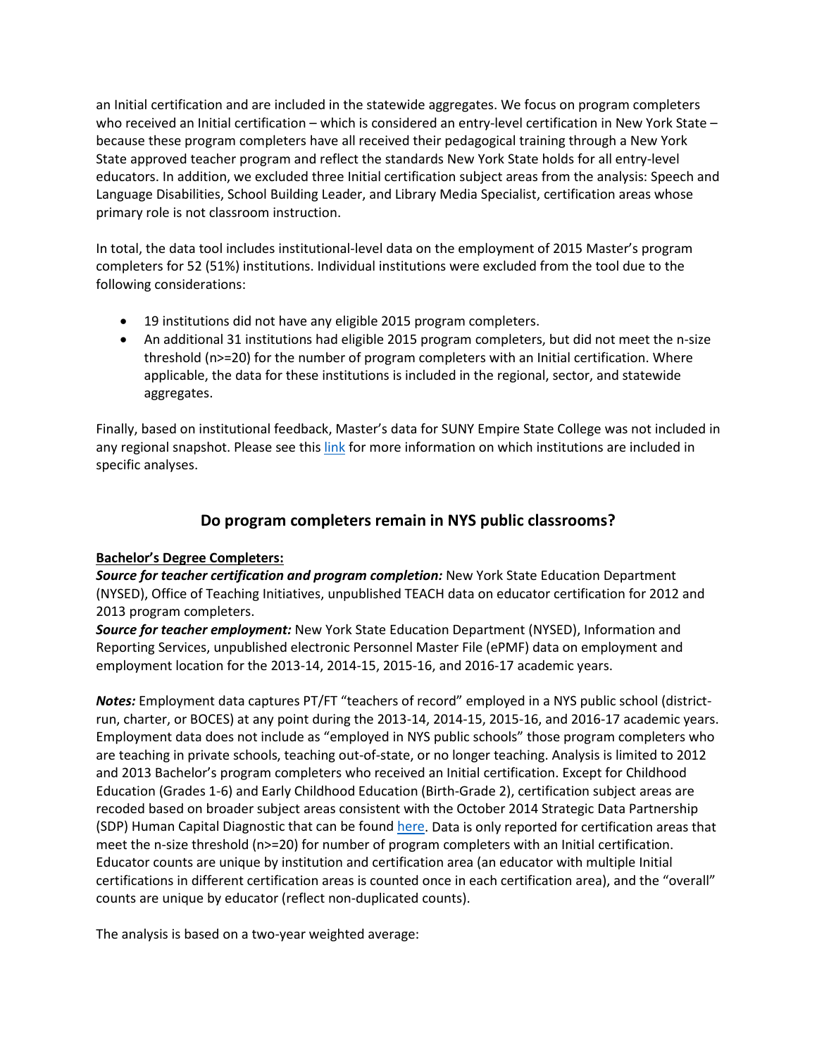an Initial certification and are included in the statewide aggregates. We focus on program completers who received an Initial certification – which is considered an entry-level certification in New York State – because these program completers have all received their pedagogical training through a New York State approved teacher program and reflect the standards New York State holds for all entry-level educators. In addition, we excluded three Initial certification subject areas from the analysis: Speech and Language Disabilities, School Building Leader, and Library Media Specialist, certification areas whose primary role is not classroom instruction.

In total, the data tool includes institutional-level data on the employment of 2015 Master's program completers for 52 (51%) institutions. Individual institutions were excluded from the tool due to the following considerations:

- 19 institutions did not have any eligible 2015 program completers.
- An additional 31 institutions had eligible 2015 program completers, but did not meet the n-size threshold (n>=20) for the number of program completers with an Initial certification. Where applicable, the data for these institutions is included in the regional, sector, and statewide aggregates.

Finally, based on institutional feedback, Master's data for SUNY Empire State College was not included in any regional snapshot. Please see this link for more information on which institutions are included in specific analyses.

## Do program completers remain in NYS public classrooms?

**Bachelor's Degree Completers:**

***Source for teacher certification and program completion:*** New York State Education Department (NYSED), Office of Teaching Initiatives, unpublished TEACH data on educator certification for 2012 and 2013 program completers.

***Source for teacher employment:*** New York State Education Department (NYSED), Information and Reporting Services, unpublished electronic Personnel Master File (ePMF) data on employment and employment location for the 2013-14, 2014-15, 2015-16, and 2016-17 academic years.

***Notes:*** Employment data captures PT/FT "teachers of record" employed in a NYS public school (district-run, charter, or BOCES) at any point during the 2013-14, 2014-15, 2015-16, and 2016-17 academic years. Employment data does not include as "employed in NYS public schools" those program completers who are teaching in private schools, teaching out-of-state, or no longer teaching. Analysis is limited to 2012 and 2013 Bachelor's program completers who received an Initial certification. Except for Childhood Education (Grades 1-6) and Early Childhood Education (Birth-Grade 2), certification subject areas are recoded based on broader subject areas consistent with the October 2014 Strategic Data Partnership (SDP) Human Capital Diagnostic that can be found here. Data is only reported for certification areas that meet the n-size threshold (n>=20) for number of program completers with an Initial certification. Educator counts are unique by institution and certification area (an educator with multiple Initial certifications in different certification areas is counted once in each certification area), and the "overall" counts are unique by educator (reflect non-duplicated counts).

The analysis is based on a two-year weighted average: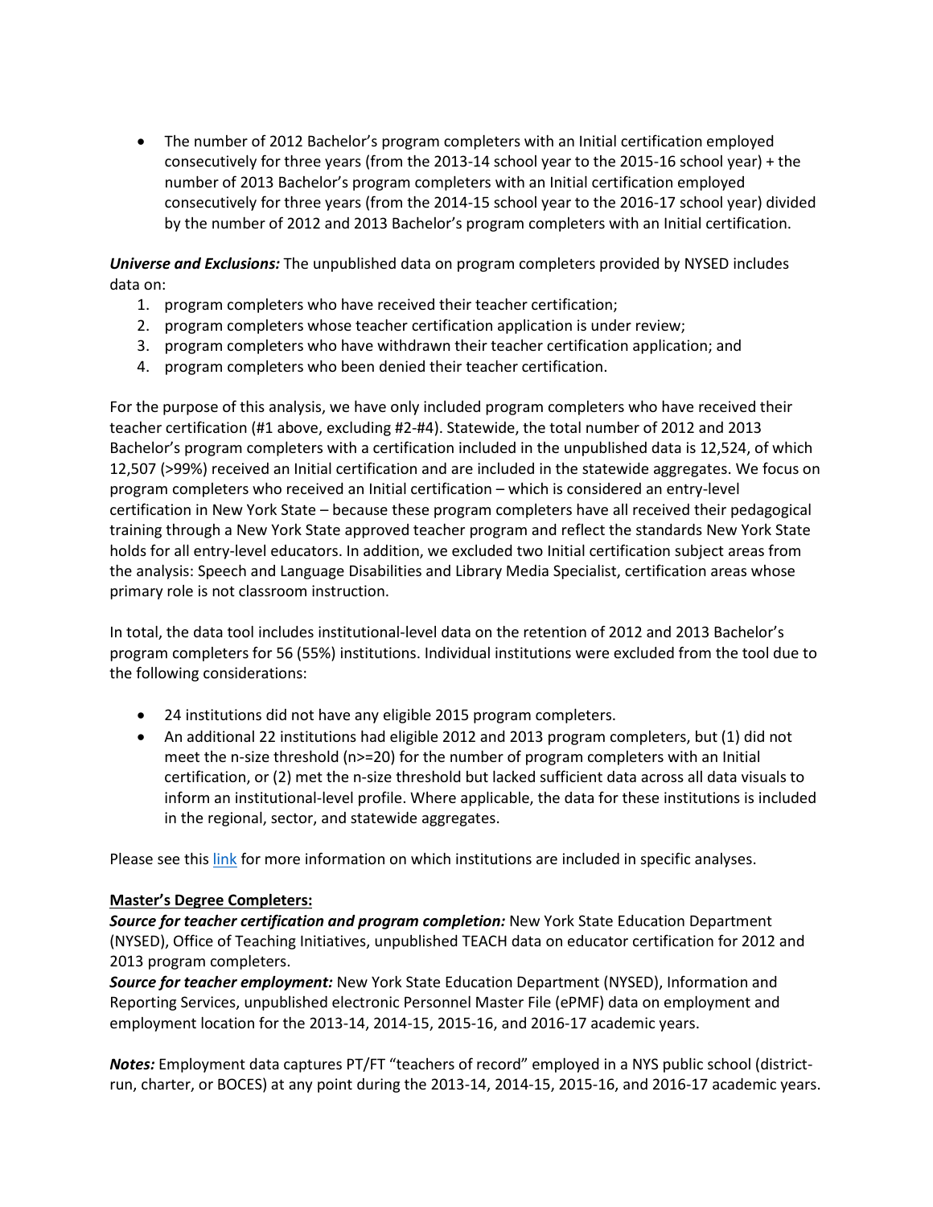- The number of 2012 Bachelor's program completers with an Initial certification employed consecutively for three years (from the 2013-14 school year to the 2015-16 school year) + the number of 2013 Bachelor's program completers with an Initial certification employed consecutively for three years (from the 2014-15 school year to the 2016-17 school year) divided by the number of 2012 and 2013 Bachelor's program completers with an Initial certification.

***Universe and Exclusions:*** The unpublished data on program completers provided by NYSED includes data on:

1. program completers who have received their teacher certification;
2. program completers whose teacher certification application is under review;
3. program completers who have withdrawn their teacher certification application; and
4. program completers who been denied their teacher certification.

For the purpose of this analysis, we have only included program completers who have received their teacher certification (#1 above, excluding #2-#4). Statewide, the total number of 2012 and 2013 Bachelor's program completers with a certification included in the unpublished data is 12,524, of which 12,507 (>99%) received an Initial certification and are included in the statewide aggregates. We focus on program completers who received an Initial certification – which is considered an entry-level certification in New York State – because these program completers have all received their pedagogical training through a New York State approved teacher program and reflect the standards New York State holds for all entry-level educators. In addition, we excluded two Initial certification subject areas from the analysis: Speech and Language Disabilities and Library Media Specialist, certification areas whose primary role is not classroom instruction.

In total, the data tool includes institutional-level data on the retention of 2012 and 2013 Bachelor's program completers for 56 (55%) institutions. Individual institutions were excluded from the tool due to the following considerations:

- 24 institutions did not have any eligible 2015 program completers.
- An additional 22 institutions had eligible 2012 and 2013 program completers, but (1) did not meet the n-size threshold (n>=20) for the number of program completers with an Initial certification, or (2) met the n-size threshold but lacked sufficient data across all data visuals to inform an institutional-level profile. Where applicable, the data for these institutions is included in the regional, sector, and statewide aggregates.

Please see this link for more information on which institutions are included in specific analyses.

**Master's Degree Completers:**

***Source for teacher certification and program completion:*** New York State Education Department (NYSED), Office of Teaching Initiatives, unpublished TEACH data on educator certification for 2012 and 2013 program completers.

***Source for teacher employment:*** New York State Education Department (NYSED), Information and Reporting Services, unpublished electronic Personnel Master File (ePMF) data on employment and employment location for the 2013-14, 2014-15, 2015-16, and 2016-17 academic years.

***Notes:*** Employment data captures PT/FT "teachers of record" employed in a NYS public school (district-run, charter, or BOCES) at any point during the 2013-14, 2014-15, 2015-16, and 2016-17 academic years.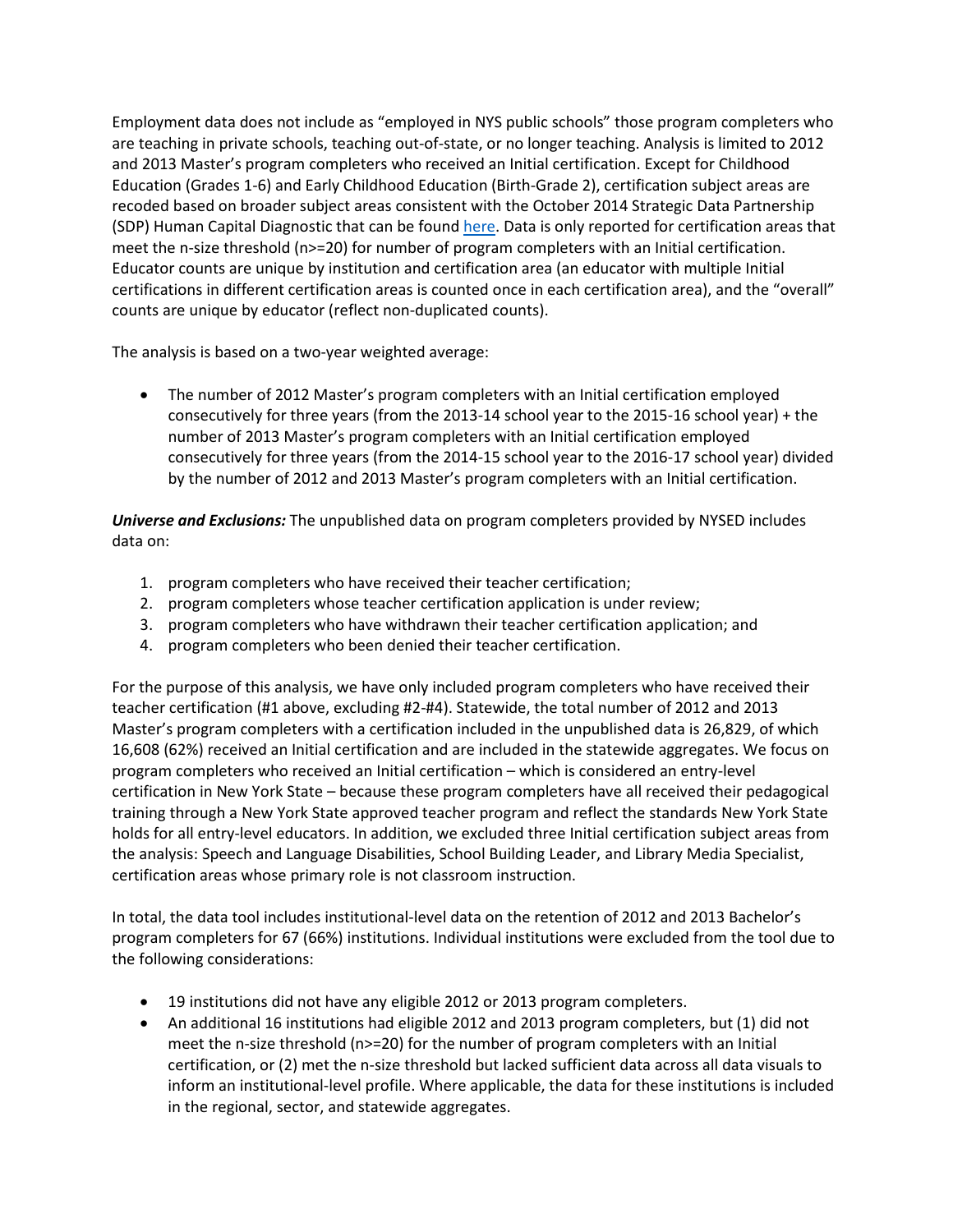Employment data does not include as "employed in NYS public schools" those program completers who are teaching in private schools, teaching out-of-state, or no longer teaching. Analysis is limited to 2012 and 2013 Master's program completers who received an Initial certification. Except for Childhood Education (Grades 1-6) and Early Childhood Education (Birth-Grade 2), certification subject areas are recoded based on broader subject areas consistent with the October 2014 Strategic Data Partnership (SDP) Human Capital Diagnostic that can be found [here](). Data is only reported for certification areas that meet the n-size threshold (n>=20) for number of program completers with an Initial certification. Educator counts are unique by institution and certification area (an educator with multiple Initial certifications in different certification areas is counted once in each certification area), and the "overall" counts are unique by educator (reflect non-duplicated counts).

The analysis is based on a two-year weighted average:

- The number of 2012 Master's program completers with an Initial certification employed consecutively for three years (from the 2013-14 school year to the 2015-16 school year) + the number of 2013 Master's program completers with an Initial certification employed consecutively for three years (from the 2014-15 school year to the 2016-17 school year) divided by the number of 2012 and 2013 Master's program completers with an Initial certification.

***Universe and Exclusions:*** The unpublished data on program completers provided by NYSED includes data on:

1. program completers who have received their teacher certification;
2. program completers whose teacher certification application is under review;
3. program completers who have withdrawn their teacher certification application; and
4. program completers who been denied their teacher certification.

For the purpose of this analysis, we have only included program completers who have received their teacher certification (#1 above, excluding #2-#4). Statewide, the total number of 2012 and 2013 Master's program completers with a certification included in the unpublished data is 26,829, of which 16,608 (62%) received an Initial certification and are included in the statewide aggregates. We focus on program completers who received an Initial certification – which is considered an entry-level certification in New York State – because these program completers have all received their pedagogical training through a New York State approved teacher program and reflect the standards New York State holds for all entry-level educators. In addition, we excluded three Initial certification subject areas from the analysis: Speech and Language Disabilities, School Building Leader, and Library Media Specialist, certification areas whose primary role is not classroom instruction.

In total, the data tool includes institutional-level data on the retention of 2012 and 2013 Bachelor's program completers for 67 (66%) institutions. Individual institutions were excluded from the tool due to the following considerations:

- 19 institutions did not have any eligible 2012 or 2013 program completers.
- An additional 16 institutions had eligible 2012 and 2013 program completers, but (1) did not meet the n-size threshold (n>=20) for the number of program completers with an Initial certification, or (2) met the n-size threshold but lacked sufficient data across all data visuals to inform an institutional-level profile. Where applicable, the data for these institutions is included in the regional, sector, and statewide aggregates.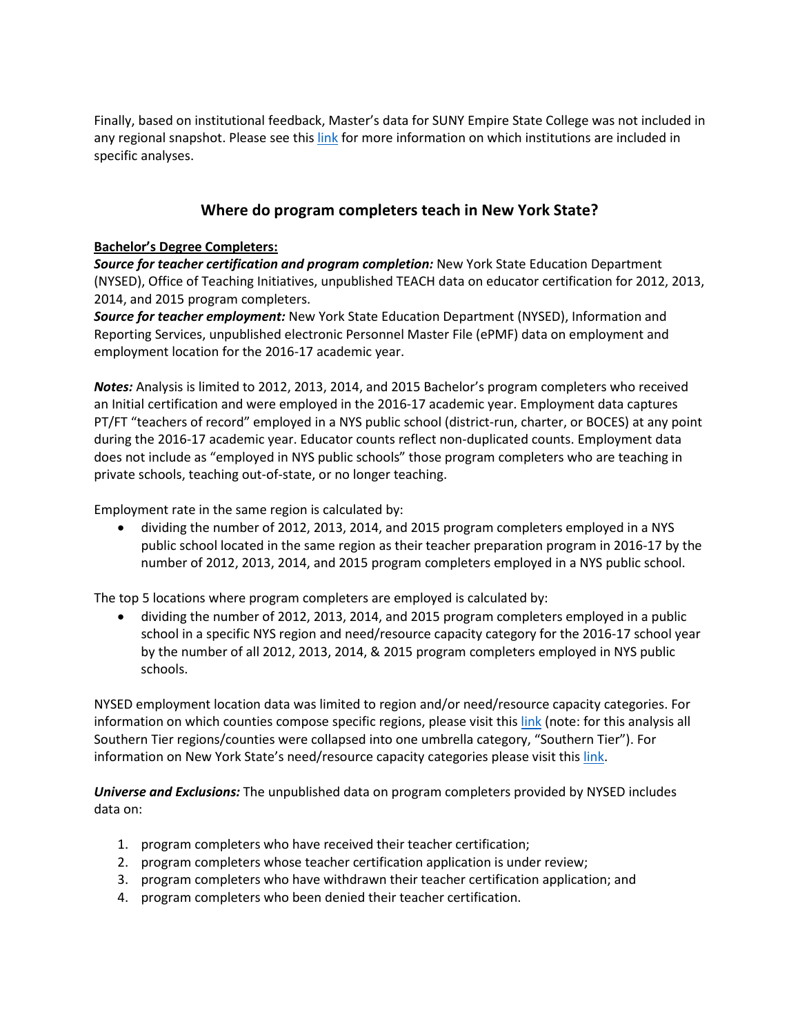Finally, based on institutional feedback, Master's data for SUNY Empire State College was not included in any regional snapshot. Please see this link for more information on which institutions are included in specific analyses.

## Where do program completers teach in New York State?

**Bachelor's Degree Completers:**

***Source for teacher certification and program completion:*** New York State Education Department (NYSED), Office of Teaching Initiatives, unpublished TEACH data on educator certification for 2012, 2013, 2014, and 2015 program completers.

***Source for teacher employment:*** New York State Education Department (NYSED), Information and Reporting Services, unpublished electronic Personnel Master File (ePMF) data on employment and employment location for the 2016-17 academic year.

***Notes:*** Analysis is limited to 2012, 2013, 2014, and 2015 Bachelor's program completers who received an Initial certification and were employed in the 2016-17 academic year. Employment data captures PT/FT "teachers of record" employed in a NYS public school (district-run, charter, or BOCES) at any point during the 2016-17 academic year. Educator counts reflect non-duplicated counts. Employment data does not include as "employed in NYS public schools" those program completers who are teaching in private schools, teaching out-of-state, or no longer teaching.

Employment rate in the same region is calculated by:

- dividing the number of 2012, 2013, 2014, and 2015 program completers employed in a NYS public school located in the same region as their teacher preparation program in 2016-17 by the number of 2012, 2013, 2014, and 2015 program completers employed in a NYS public school.

The top 5 locations where program completers are employed is calculated by:

- dividing the number of 2012, 2013, 2014, and 2015 program completers employed in a public school in a specific NYS region and need/resource capacity category for the 2016-17 school year by the number of all 2012, 2013, 2014, & 2015 program completers employed in NYS public schools.

NYSED employment location data was limited to region and/or need/resource capacity categories. For information on which counties compose specific regions, please visit this link (note: for this analysis all Southern Tier regions/counties were collapsed into one umbrella category, "Southern Tier"). For information on New York State's need/resource capacity categories please visit this link.

***Universe and Exclusions:*** The unpublished data on program completers provided by NYSED includes data on:

1. program completers who have received their teacher certification;
2. program completers whose teacher certification application is under review;
3. program completers who have withdrawn their teacher certification application; and
4. program completers who been denied their teacher certification.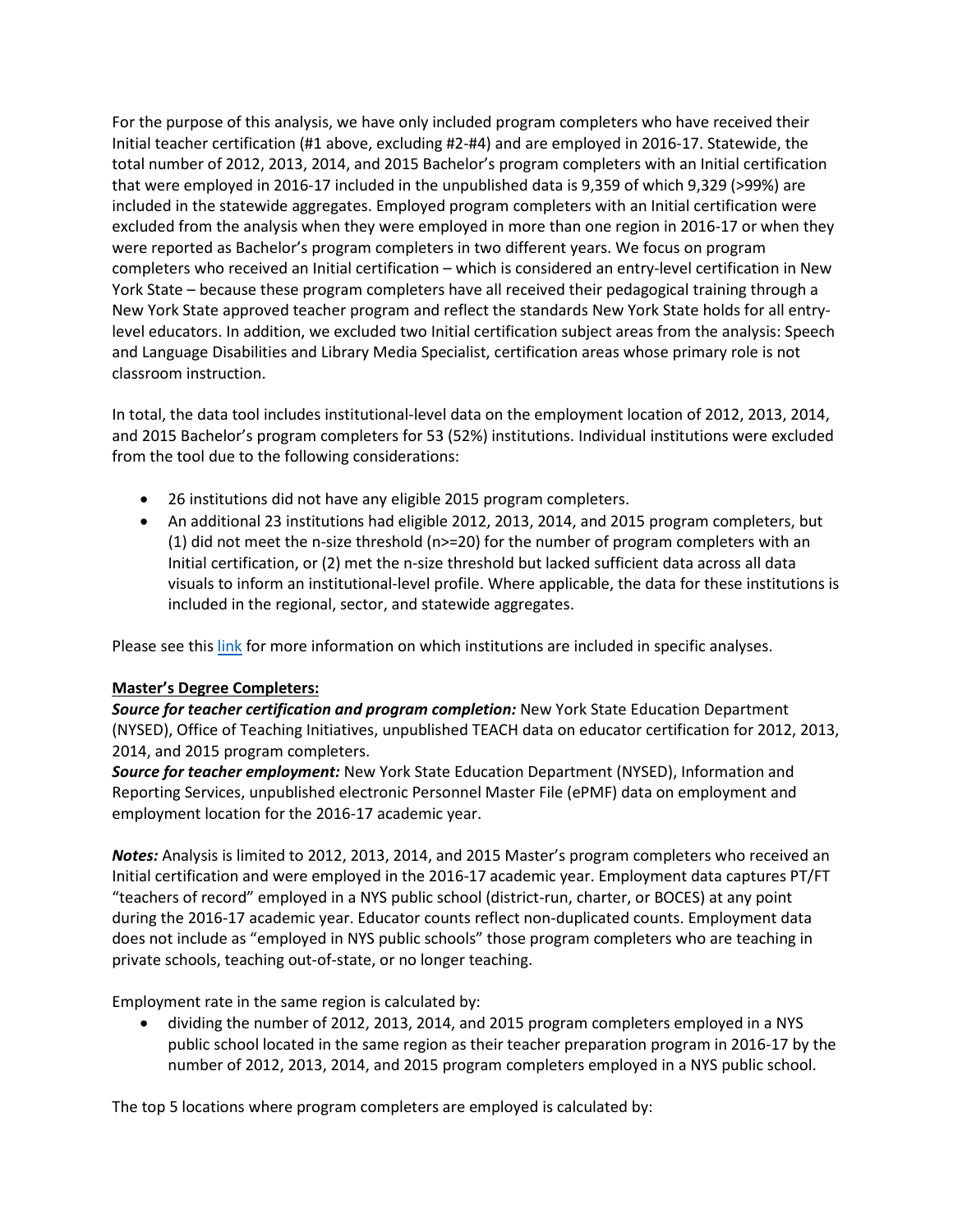For the purpose of this analysis, we have only included program completers who have received their Initial teacher certification (#1 above, excluding #2-#4) and are employed in 2016-17. Statewide, the total number of 2012, 2013, 2014, and 2015 Bachelor's program completers with an Initial certification that were employed in 2016-17 included in the unpublished data is 9,359 of which 9,329 (>99%) are included in the statewide aggregates. Employed program completers with an Initial certification were excluded from the analysis when they were employed in more than one region in 2016-17 or when they were reported as Bachelor's program completers in two different years. We focus on program completers who received an Initial certification – which is considered an entry-level certification in New York State – because these program completers have all received their pedagogical training through a New York State approved teacher program and reflect the standards New York State holds for all entry-level educators. In addition, we excluded two Initial certification subject areas from the analysis: Speech and Language Disabilities and Library Media Specialist, certification areas whose primary role is not classroom instruction.

In total, the data tool includes institutional-level data on the employment location of 2012, 2013, 2014, and 2015 Bachelor's program completers for 53 (52%) institutions. Individual institutions were excluded from the tool due to the following considerations:

- 26 institutions did not have any eligible 2015 program completers.
- An additional 23 institutions had eligible 2012, 2013, 2014, and 2015 program completers, but (1) did not meet the n-size threshold (n>=20) for the number of program completers with an Initial certification, or (2) met the n-size threshold but lacked sufficient data across all data visuals to inform an institutional-level profile. Where applicable, the data for these institutions is included in the regional, sector, and statewide aggregates.

Please see this link for more information on which institutions are included in specific analyses.

**Master's Degree Completers:**

***Source for teacher certification and program completion:*** New York State Education Department (NYSED), Office of Teaching Initiatives, unpublished TEACH data on educator certification for 2012, 2013, 2014, and 2015 program completers.

***Source for teacher employment:*** New York State Education Department (NYSED), Information and Reporting Services, unpublished electronic Personnel Master File (ePMF) data on employment and employment location for the 2016-17 academic year.

***Notes:*** Analysis is limited to 2012, 2013, 2014, and 2015 Master's program completers who received an Initial certification and were employed in the 2016-17 academic year. Employment data captures PT/FT "teachers of record" employed in a NYS public school (district-run, charter, or BOCES) at any point during the 2016-17 academic year. Educator counts reflect non-duplicated counts. Employment data does not include as "employed in NYS public schools" those program completers who are teaching in private schools, teaching out-of-state, or no longer teaching.

Employment rate in the same region is calculated by:

- dividing the number of 2012, 2013, 2014, and 2015 program completers employed in a NYS public school located in the same region as their teacher preparation program in 2016-17 by the number of 2012, 2013, 2014, and 2015 program completers employed in a NYS public school.

The top 5 locations where program completers are employed is calculated by: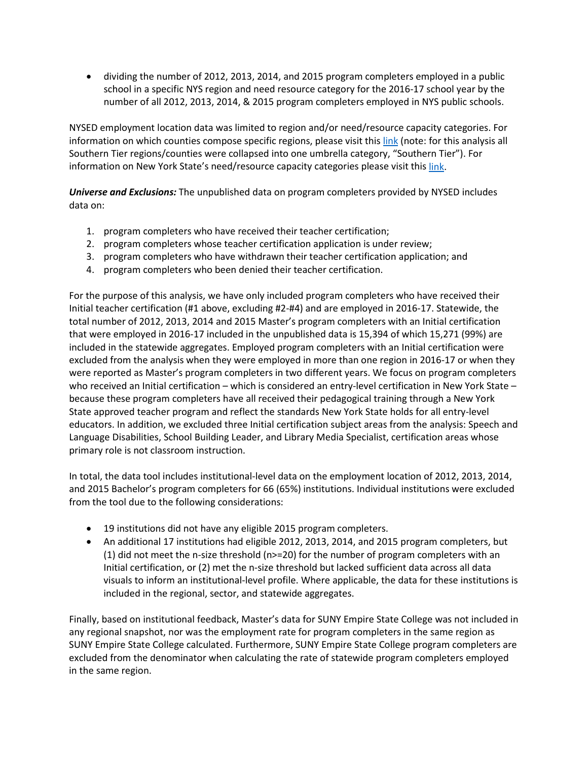- dividing the number of 2012, 2013, 2014, and 2015 program completers employed in a public school in a specific NYS region and need resource category for the 2016-17 school year by the number of all 2012, 2013, 2014, & 2015 program completers employed in NYS public schools.

NYSED employment location data was limited to region and/or need/resource capacity categories. For information on which counties compose specific regions, please visit this [link](#) (note: for this analysis all Southern Tier regions/counties were collapsed into one umbrella category, "Southern Tier"). For information on New York State's need/resource capacity categories please visit this [link](#).

***Universe and Exclusions:*** The unpublished data on program completers provided by NYSED includes data on:

1. program completers who have received their teacher certification;
2. program completers whose teacher certification application is under review;
3. program completers who have withdrawn their teacher certification application; and
4. program completers who been denied their teacher certification.

For the purpose of this analysis, we have only included program completers who have received their Initial teacher certification (#1 above, excluding #2-#4) and are employed in 2016-17. Statewide, the total number of 2012, 2013, 2014 and 2015 Master's program completers with an Initial certification that were employed in 2016-17 included in the unpublished data is 15,394 of which 15,271 (99%) are included in the statewide aggregates. Employed program completers with an Initial certification were excluded from the analysis when they were employed in more than one region in 2016-17 or when they were reported as Master's program completers in two different years. We focus on program completers who received an Initial certification – which is considered an entry-level certification in New York State – because these program completers have all received their pedagogical training through a New York State approved teacher program and reflect the standards New York State holds for all entry-level educators. In addition, we excluded three Initial certification subject areas from the analysis: Speech and Language Disabilities, School Building Leader, and Library Media Specialist, certification areas whose primary role is not classroom instruction.

In total, the data tool includes institutional-level data on the employment location of 2012, 2013, 2014, and 2015 Bachelor's program completers for 66 (65%) institutions. Individual institutions were excluded from the tool due to the following considerations:

- 19 institutions did not have any eligible 2015 program completers.
- An additional 17 institutions had eligible 2012, 2013, 2014, and 2015 program completers, but (1) did not meet the n-size threshold (n>=20) for the number of program completers with an Initial certification, or (2) met the n-size threshold but lacked sufficient data across all data visuals to inform an institutional-level profile. Where applicable, the data for these institutions is included in the regional, sector, and statewide aggregates.

Finally, based on institutional feedback, Master's data for SUNY Empire State College was not included in any regional snapshot, nor was the employment rate for program completers in the same region as SUNY Empire State College calculated. Furthermore, SUNY Empire State College program completers are excluded from the denominator when calculating the rate of statewide program completers employed in the same region.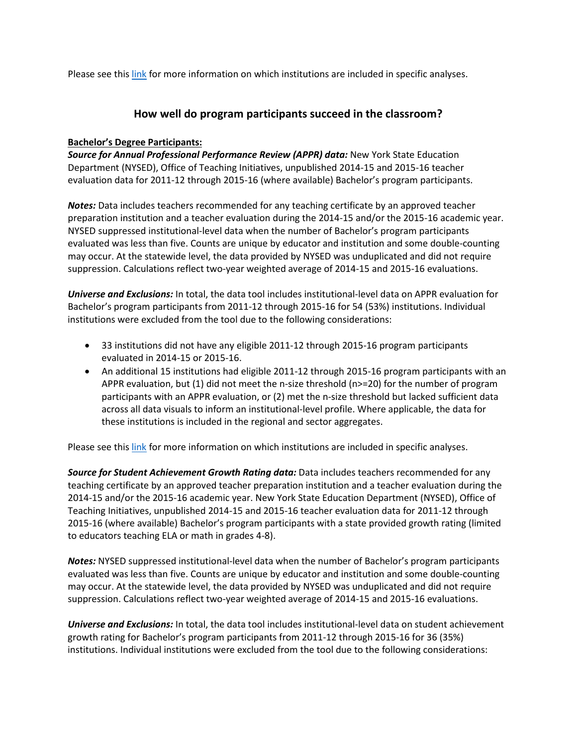Please see this [link](link) for more information on which institutions are included in specific analyses.

## How well do program participants succeed in the classroom?

**Bachelor's Degree Participants:**

***Source for Annual Professional Performance Review (APPR) data:*** New York State Education Department (NYSED), Office of Teaching Initiatives, unpublished 2014-15 and 2015-16 teacher evaluation data for 2011-12 through 2015-16 (where available) Bachelor's program participants.

***Notes:*** Data includes teachers recommended for any teaching certificate by an approved teacher preparation institution and a teacher evaluation during the 2014-15 and/or the 2015-16 academic year. NYSED suppressed institutional-level data when the number of Bachelor's program participants evaluated was less than five. Counts are unique by educator and institution and some double-counting may occur. At the statewide level, the data provided by NYSED was unduplicated and did not require suppression. Calculations reflect two-year weighted average of 2014-15 and 2015-16 evaluations.

***Universe and Exclusions:*** In total, the data tool includes institutional-level data on APPR evaluation for Bachelor's program participants from 2011-12 through 2015-16 for 54 (53%) institutions. Individual institutions were excluded from the tool due to the following considerations:

- 33 institutions did not have any eligible 2011-12 through 2015-16 program participants evaluated in 2014-15 or 2015-16.
- An additional 15 institutions had eligible 2011-12 through 2015-16 program participants with an APPR evaluation, but (1) did not meet the n-size threshold (n>=20) for the number of program participants with an APPR evaluation, or (2) met the n-size threshold but lacked sufficient data across all data visuals to inform an institutional-level profile. Where applicable, the data for these institutions is included in the regional and sector aggregates.

Please see this [link](link) for more information on which institutions are included in specific analyses.

***Source for Student Achievement Growth Rating data:*** Data includes teachers recommended for any teaching certificate by an approved teacher preparation institution and a teacher evaluation during the 2014-15 and/or the 2015-16 academic year. New York State Education Department (NYSED), Office of Teaching Initiatives, unpublished 2014-15 and 2015-16 teacher evaluation data for 2011-12 through 2015-16 (where available) Bachelor's program participants with a state provided growth rating (limited to educators teaching ELA or math in grades 4-8).

***Notes:*** NYSED suppressed institutional-level data when the number of Bachelor's program participants evaluated was less than five. Counts are unique by educator and institution and some double-counting may occur. At the statewide level, the data provided by NYSED was unduplicated and did not require suppression. Calculations reflect two-year weighted average of 2014-15 and 2015-16 evaluations.

***Universe and Exclusions:*** In total, the data tool includes institutional-level data on student achievement growth rating for Bachelor's program participants from 2011-12 through 2015-16 for 36 (35%) institutions. Individual institutions were excluded from the tool due to the following considerations: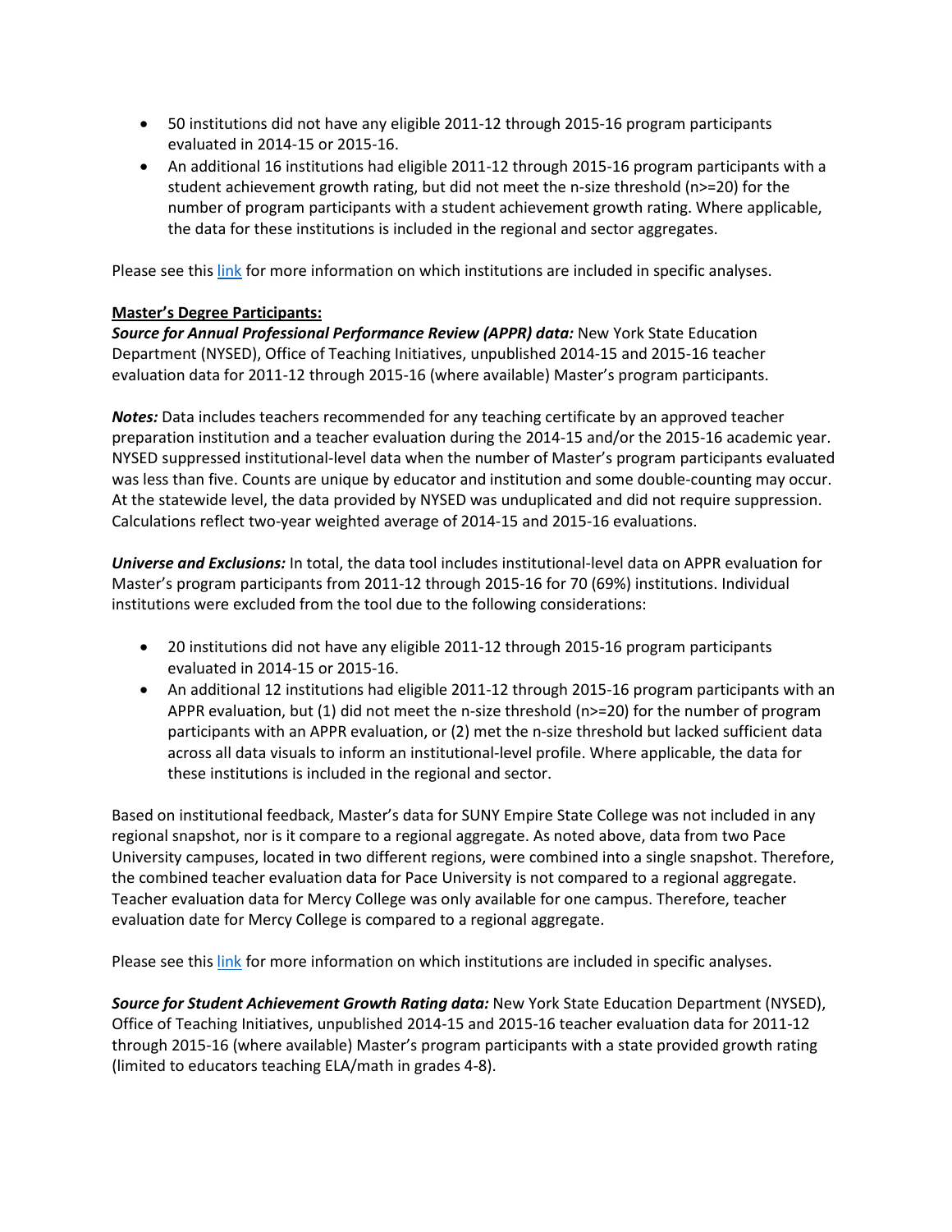- 50 institutions did not have any eligible 2011-12 through 2015-16 program participants evaluated in 2014-15 or 2015-16.
- An additional 16 institutions had eligible 2011-12 through 2015-16 program participants with a student achievement growth rating, but did not meet the n-size threshold (n>=20) for the number of program participants with a student achievement growth rating. Where applicable, the data for these institutions is included in the regional and sector aggregates.

Please see this link for more information on which institutions are included in specific analyses.

**Master's Degree Participants:**

***Source for Annual Professional Performance Review (APPR) data:*** New York State Education Department (NYSED), Office of Teaching Initiatives, unpublished 2014-15 and 2015-16 teacher evaluation data for 2011-12 through 2015-16 (where available) Master's program participants.

***Notes:*** Data includes teachers recommended for any teaching certificate by an approved teacher preparation institution and a teacher evaluation during the 2014-15 and/or the 2015-16 academic year. NYSED suppressed institutional-level data when the number of Master's program participants evaluated was less than five. Counts are unique by educator and institution and some double-counting may occur. At the statewide level, the data provided by NYSED was unduplicated and did not require suppression. Calculations reflect two-year weighted average of 2014-15 and 2015-16 evaluations.

***Universe and Exclusions:*** In total, the data tool includes institutional-level data on APPR evaluation for Master's program participants from 2011-12 through 2015-16 for 70 (69%) institutions. Individual institutions were excluded from the tool due to the following considerations:

- 20 institutions did not have any eligible 2011-12 through 2015-16 program participants evaluated in 2014-15 or 2015-16.
- An additional 12 institutions had eligible 2011-12 through 2015-16 program participants with an APPR evaluation, but (1) did not meet the n-size threshold (n>=20) for the number of program participants with an APPR evaluation, or (2) met the n-size threshold but lacked sufficient data across all data visuals to inform an institutional-level profile. Where applicable, the data for these institutions is included in the regional and sector.

Based on institutional feedback, Master's data for SUNY Empire State College was not included in any regional snapshot, nor is it compare to a regional aggregate. As noted above, data from two Pace University campuses, located in two different regions, were combined into a single snapshot. Therefore, the combined teacher evaluation data for Pace University is not compared to a regional aggregate. Teacher evaluation data for Mercy College was only available for one campus. Therefore, teacher evaluation date for Mercy College is compared to a regional aggregate.

Please see this link for more information on which institutions are included in specific analyses.

***Source for Student Achievement Growth Rating data:*** New York State Education Department (NYSED), Office of Teaching Initiatives, unpublished 2014-15 and 2015-16 teacher evaluation data for 2011-12 through 2015-16 (where available) Master's program participants with a state provided growth rating (limited to educators teaching ELA/math in grades 4-8).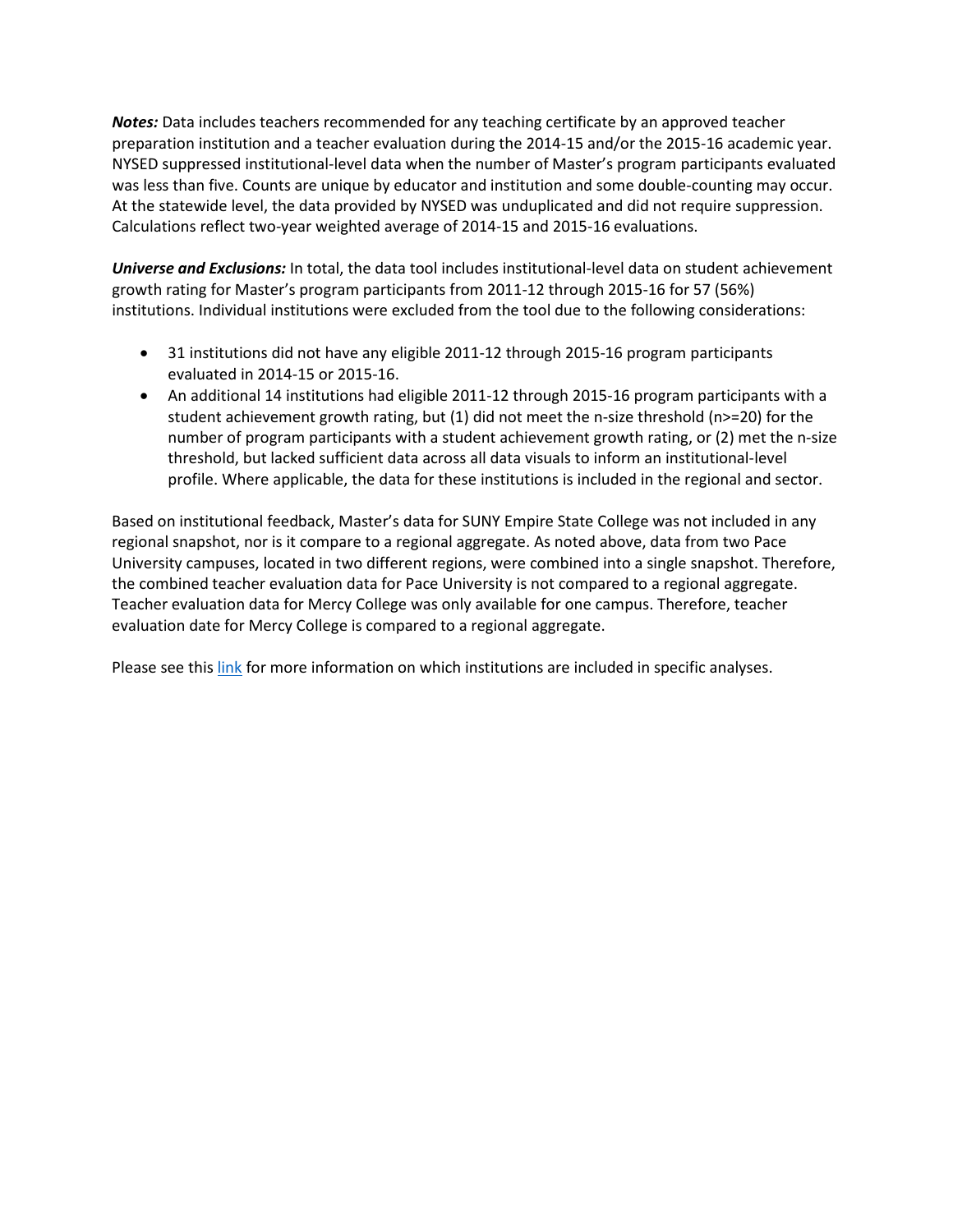***Notes:*** Data includes teachers recommended for any teaching certificate by an approved teacher preparation institution and a teacher evaluation during the 2014-15 and/or the 2015-16 academic year. NYSED suppressed institutional-level data when the number of Master's program participants evaluated was less than five. Counts are unique by educator and institution and some double-counting may occur. At the statewide level, the data provided by NYSED was unduplicated and did not require suppression. Calculations reflect two-year weighted average of 2014-15 and 2015-16 evaluations.

***Universe and Exclusions:*** In total, the data tool includes institutional-level data on student achievement growth rating for Master's program participants from 2011-12 through 2015-16 for 57 (56%) institutions. Individual institutions were excluded from the tool due to the following considerations:

- 31 institutions did not have any eligible 2011-12 through 2015-16 program participants evaluated in 2014-15 or 2015-16.
- An additional 14 institutions had eligible 2011-12 through 2015-16 program participants with a student achievement growth rating, but (1) did not meet the n-size threshold (n>=20) for the number of program participants with a student achievement growth rating, or (2) met the n-size threshold, but lacked sufficient data across all data visuals to inform an institutional-level profile. Where applicable, the data for these institutions is included in the regional and sector.

Based on institutional feedback, Master's data for SUNY Empire State College was not included in any regional snapshot, nor is it compare to a regional aggregate. As noted above, data from two Pace University campuses, located in two different regions, were combined into a single snapshot. Therefore, the combined teacher evaluation data for Pace University is not compared to a regional aggregate. Teacher evaluation data for Mercy College was only available for one campus. Therefore, teacher evaluation date for Mercy College is compared to a regional aggregate.

Please see this link for more information on which institutions are included in specific analyses.